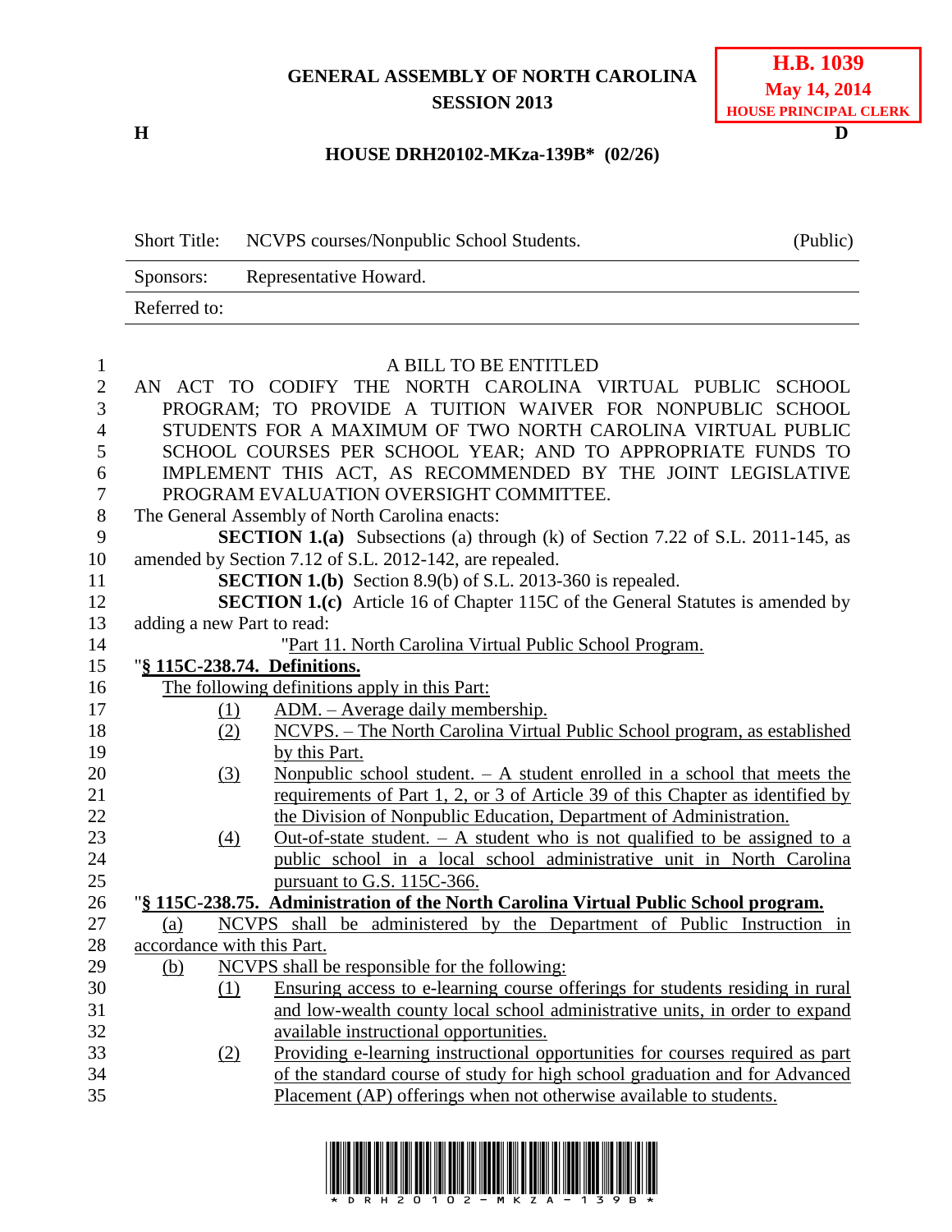**GENERAL ASSEMBLY OF NORTH CAROLINA**
**SESSION 2013**

**H.B. 1039**
**May 14, 2014**
**HOUSE PRINCIPAL CLERK**

**H** **D**

**HOUSE DRH20102-MKza-139B\* (02/26)**

| | |
|---|---|
| Short Title: | NCVPS courses/Nonpublic School Students. (Public) |
| Sponsors: | Representative Howard. |
| Referred to: | |

A BILL TO BE ENTITLED

AN ACT TO CODIFY THE NORTH CAROLINA VIRTUAL PUBLIC SCHOOL PROGRAM; TO PROVIDE A TUITION WAIVER FOR NONPUBLIC SCHOOL STUDENTS FOR A MAXIMUM OF TWO NORTH CAROLINA VIRTUAL PUBLIC SCHOOL COURSES PER SCHOOL YEAR; AND TO APPROPRIATE FUNDS TO IMPLEMENT THIS ACT, AS RECOMMENDED BY THE JOINT LEGISLATIVE PROGRAM EVALUATION OVERSIGHT COMMITTEE.

The General Assembly of North Carolina enacts:

**SECTION 1.(a)** Subsections (a) through (k) of Section 7.22 of S.L. 2011-145, as amended by Section 7.12 of S.L. 2012-142, are repealed.

**SECTION 1.(b)** Section 8.9(b) of S.L. 2013-360 is repealed.

**SECTION 1.(c)** Article 16 of Chapter 115C of the General Statutes is amended by adding a new Part to read:

"Part 11. North Carolina Virtual Public School Program.

"**§ 115C-238.74. Definitions.**

The following definitions apply in this Part:

(1) ADM. – Average daily membership.

(2) NCVPS. – The North Carolina Virtual Public School program, as established by this Part.

(3) Nonpublic school student. – A student enrolled in a school that meets the requirements of Part 1, 2, or 3 of Article 39 of this Chapter as identified by the Division of Nonpublic Education, Department of Administration.

(4) Out-of-state student. – A student who is not qualified to be assigned to a public school in a local school administrative unit in North Carolina pursuant to G.S. 115C-366.

"**§ 115C-238.75. Administration of the North Carolina Virtual Public School program.**

(a) NCVPS shall be administered by the Department of Public Instruction in accordance with this Part.

(b) NCVPS shall be responsible for the following:

(1) Ensuring access to e-learning course offerings for students residing in rural and low-wealth county local school administrative units, in order to expand available instructional opportunities.

(2) Providing e-learning instructional opportunities for courses required as part of the standard course of study for high school graduation and for Advanced Placement (AP) offerings when not otherwise available to students.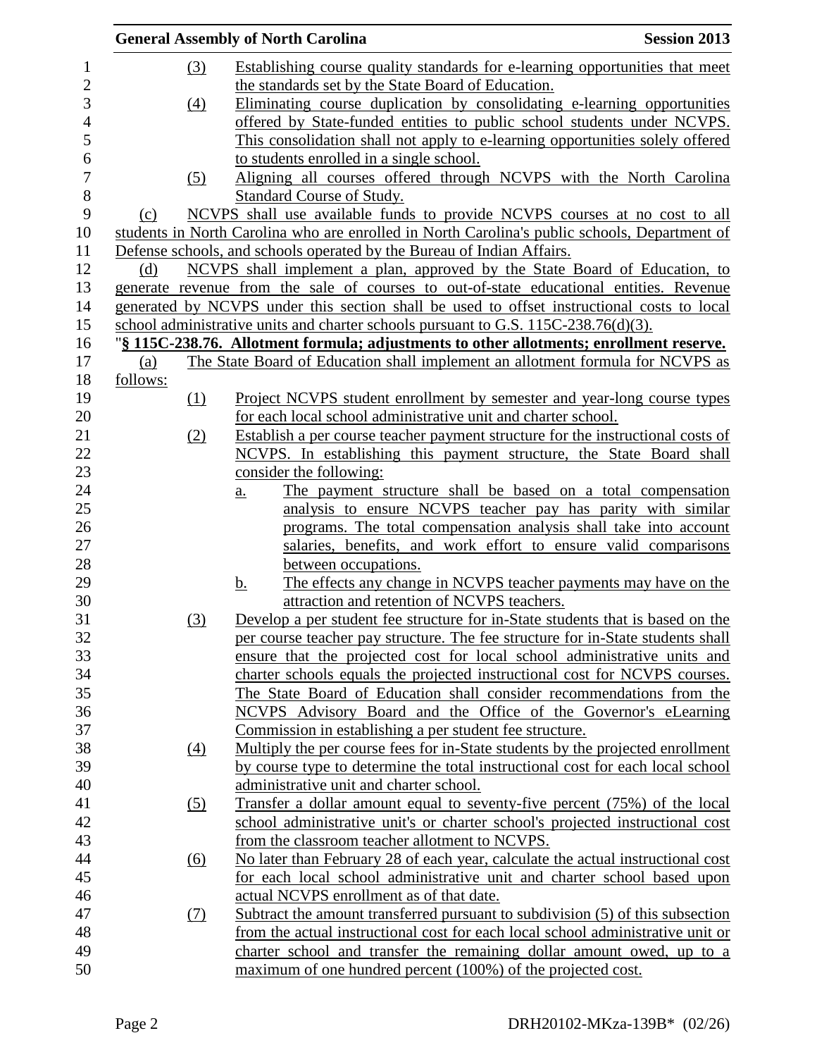(3) Establishing course quality standards for e-learning opportunities that meet the standards set by the State Board of Education.

(4) Eliminating course duplication by consolidating e-learning opportunities offered by State-funded entities to public school students under NCVPS. This consolidation shall not apply to e-learning opportunities solely offered to students enrolled in a single school.

(5) Aligning all courses offered through NCVPS with the North Carolina Standard Course of Study.

(c) NCVPS shall use available funds to provide NCVPS courses at no cost to all students in North Carolina who are enrolled in North Carolina's public schools, Department of Defense schools, and schools operated by the Bureau of Indian Affairs.

(d) NCVPS shall implement a plan, approved by the State Board of Education, to generate revenue from the sale of courses to out-of-state educational entities. Revenue generated by NCVPS under this section shall be used to offset instructional costs to local school administrative units and charter schools pursuant to G.S. 115C-238.76(d)(3).

"**§ 115C-238.76. Allotment formula; adjustments to other allotments; enrollment reserve.**

(a) The State Board of Education shall implement an allotment formula for NCVPS as follows:

(1) Project NCVPS student enrollment by semester and year-long course types for each local school administrative unit and charter school.

(2) Establish a per course teacher payment structure for the instructional costs of NCVPS. In establishing this payment structure, the State Board shall consider the following:

a. The payment structure shall be based on a total compensation analysis to ensure NCVPS teacher pay has parity with similar programs. The total compensation analysis shall take into account salaries, benefits, and work effort to ensure valid comparisons between occupations.

b. The effects any change in NCVPS teacher payments may have on the attraction and retention of NCVPS teachers.

(3) Develop a per student fee structure for in-State students that is based on the per course teacher pay structure. The fee structure for in-State students shall ensure that the projected cost for local school administrative units and charter schools equals the projected instructional cost for NCVPS courses. The State Board of Education shall consider recommendations from the NCVPS Advisory Board and the Office of the Governor's eLearning Commission in establishing a per student fee structure.

(4) Multiply the per course fees for in-State students by the projected enrollment by course type to determine the total instructional cost for each local school administrative unit and charter school.

(5) Transfer a dollar amount equal to seventy-five percent (75%) of the local school administrative unit's or charter school's projected instructional cost from the classroom teacher allotment to NCVPS.

(6) No later than February 28 of each year, calculate the actual instructional cost for each local school administrative unit and charter school based upon actual NCVPS enrollment as of that date.

(7) Subtract the amount transferred pursuant to subdivision (5) of this subsection from the actual instructional cost for each local school administrative unit or charter school and transfer the remaining dollar amount owed, up to a maximum of one hundred percent (100%) of the projected cost.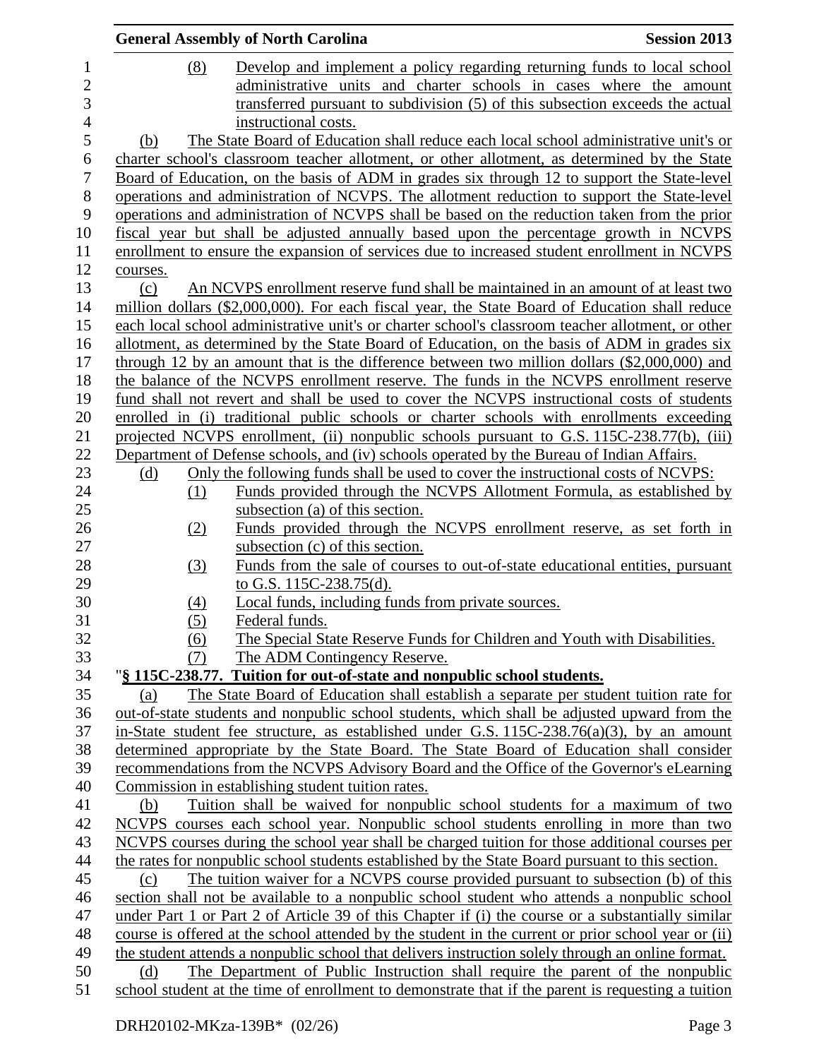(8) Develop and implement a policy regarding returning funds to local school administrative units and charter schools in cases where the amount transferred pursuant to subdivision (5) of this subsection exceeds the actual instructional costs.

(b) The State Board of Education shall reduce each local school administrative unit's or charter school's classroom teacher allotment, or other allotment, as determined by the State Board of Education, on the basis of ADM in grades six through 12 to support the State-level operations and administration of NCVPS. The allotment reduction to support the State-level operations and administration of NCVPS shall be based on the reduction taken from the prior fiscal year but shall be adjusted annually based upon the percentage growth in NCVPS enrollment to ensure the expansion of services due to increased student enrollment in NCVPS courses.

(c) An NCVPS enrollment reserve fund shall be maintained in an amount of at least two million dollars ($2,000,000). For each fiscal year, the State Board of Education shall reduce each local school administrative unit's or charter school's classroom teacher allotment, or other allotment, as determined by the State Board of Education, on the basis of ADM in grades six through 12 by an amount that is the difference between two million dollars ($2,000,000) and the balance of the NCVPS enrollment reserve. The funds in the NCVPS enrollment reserve fund shall not revert and shall be used to cover the NCVPS instructional costs of students enrolled in (i) traditional public schools or charter schools with enrollments exceeding projected NCVPS enrollment, (ii) nonpublic schools pursuant to G.S. 115C-238.77(b), (iii) Department of Defense schools, and (iv) schools operated by the Bureau of Indian Affairs.

(d) Only the following funds shall be used to cover the instructional costs of NCVPS:

(1) Funds provided through the NCVPS Allotment Formula, as established by subsection (a) of this section.

(2) Funds provided through the NCVPS enrollment reserve, as set forth in subsection (c) of this section.

(3) Funds from the sale of courses to out-of-state educational entities, pursuant to G.S. 115C-238.75(d).

(4) Local funds, including funds from private sources.

(5) Federal funds.

(6) The Special State Reserve Funds for Children and Youth with Disabilities.

(7) The ADM Contingency Reserve.

"**§ 115C-238.77. Tuition for out-of-state and nonpublic school students.**

(a) The State Board of Education shall establish a separate per student tuition rate for out-of-state students and nonpublic school students, which shall be adjusted upward from the in-State student fee structure, as established under G.S. 115C-238.76(a)(3), by an amount determined appropriate by the State Board. The State Board of Education shall consider recommendations from the NCVPS Advisory Board and the Office of the Governor's eLearning Commission in establishing student tuition rates.

(b) Tuition shall be waived for nonpublic school students for a maximum of two NCVPS courses each school year. Nonpublic school students enrolling in more than two NCVPS courses during the school year shall be charged tuition for those additional courses per the rates for nonpublic school students established by the State Board pursuant to this section.

(c) The tuition waiver for a NCVPS course provided pursuant to subsection (b) of this section shall not be available to a nonpublic school student who attends a nonpublic school under Part 1 or Part 2 of Article 39 of this Chapter if (i) the course or a substantially similar course is offered at the school attended by the student in the current or prior school year or (ii) the student attends a nonpublic school that delivers instruction solely through an online format.

(d) The Department of Public Instruction shall require the parent of the nonpublic school student at the time of enrollment to demonstrate that if the parent is requesting a tuition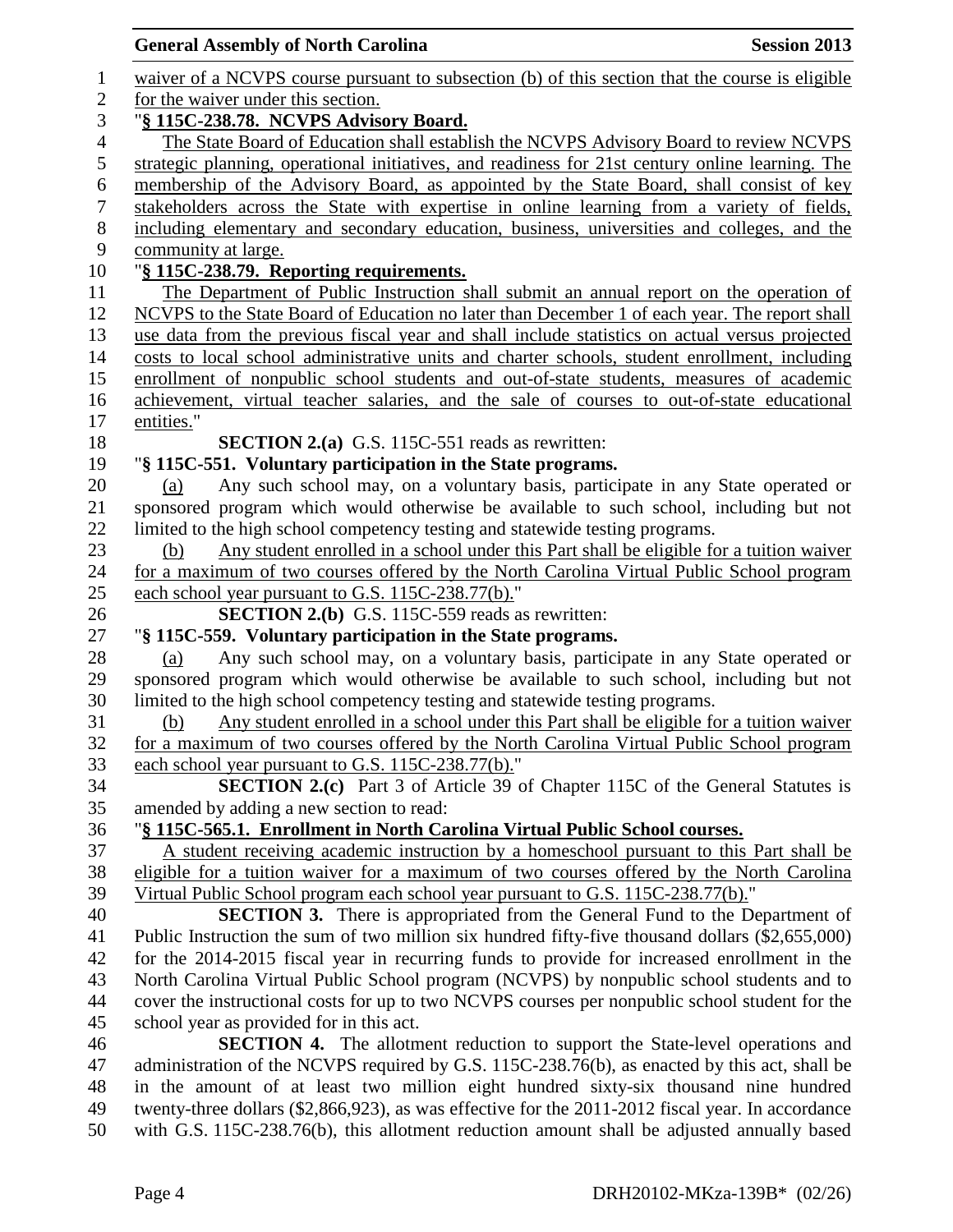waiver of a NCVPS course pursuant to subsection (b) of this section that the course is eligible for the waiver under this section.

"**§ 115C-238.78. NCVPS Advisory Board.**

The State Board of Education shall establish the NCVPS Advisory Board to review NCVPS strategic planning, operational initiatives, and readiness for 21st century online learning. The membership of the Advisory Board, as appointed by the State Board, shall consist of key stakeholders across the State with expertise in online learning from a variety of fields, including elementary and secondary education, business, universities and colleges, and the community at large.

"**§ 115C-238.79. Reporting requirements.**

The Department of Public Instruction shall submit an annual report on the operation of NCVPS to the State Board of Education no later than December 1 of each year. The report shall use data from the previous fiscal year and shall include statistics on actual versus projected costs to local school administrative units and charter schools, student enrollment, including enrollment of nonpublic school students and out-of-state students, measures of academic achievement, virtual teacher salaries, and the sale of courses to out-of-state educational entities."

**SECTION 2.(a)** G.S. 115C-551 reads as rewritten:

"**§ 115C-551. Voluntary participation in the State programs.**

(a) Any such school may, on a voluntary basis, participate in any State operated or sponsored program which would otherwise be available to such school, including but not limited to the high school competency testing and statewide testing programs.

(b) Any student enrolled in a school under this Part shall be eligible for a tuition waiver for a maximum of two courses offered by the North Carolina Virtual Public School program each school year pursuant to G.S. 115C-238.77(b)."

**SECTION 2.(b)** G.S. 115C-559 reads as rewritten:

"**§ 115C-559. Voluntary participation in the State programs.**

(a) Any such school may, on a voluntary basis, participate in any State operated or sponsored program which would otherwise be available to such school, including but not limited to the high school competency testing and statewide testing programs.

(b) Any student enrolled in a school under this Part shall be eligible for a tuition waiver for a maximum of two courses offered by the North Carolina Virtual Public School program each school year pursuant to G.S. 115C-238.77(b)."

**SECTION 2.(c)** Part 3 of Article 39 of Chapter 115C of the General Statutes is amended by adding a new section to read:

"**§ 115C-565.1. Enrollment in North Carolina Virtual Public School courses.**

A student receiving academic instruction by a homeschool pursuant to this Part shall be eligible for a tuition waiver for a maximum of two courses offered by the North Carolina Virtual Public School program each school year pursuant to G.S. 115C-238.77(b)."

**SECTION 3.** There is appropriated from the General Fund to the Department of Public Instruction the sum of two million six hundred fifty-five thousand dollars ($2,655,000) for the 2014-2015 fiscal year in recurring funds to provide for increased enrollment in the North Carolina Virtual Public School program (NCVPS) by nonpublic school students and to cover the instructional costs for up to two NCVPS courses per nonpublic school student for the school year as provided for in this act.

**SECTION 4.** The allotment reduction to support the State-level operations and administration of the NCVPS required by G.S. 115C-238.76(b), as enacted by this act, shall be in the amount of at least two million eight hundred sixty-six thousand nine hundred twenty-three dollars ($2,866,923), as was effective for the 2011-2012 fiscal year. In accordance with G.S. 115C-238.76(b), this allotment reduction amount shall be adjusted annually based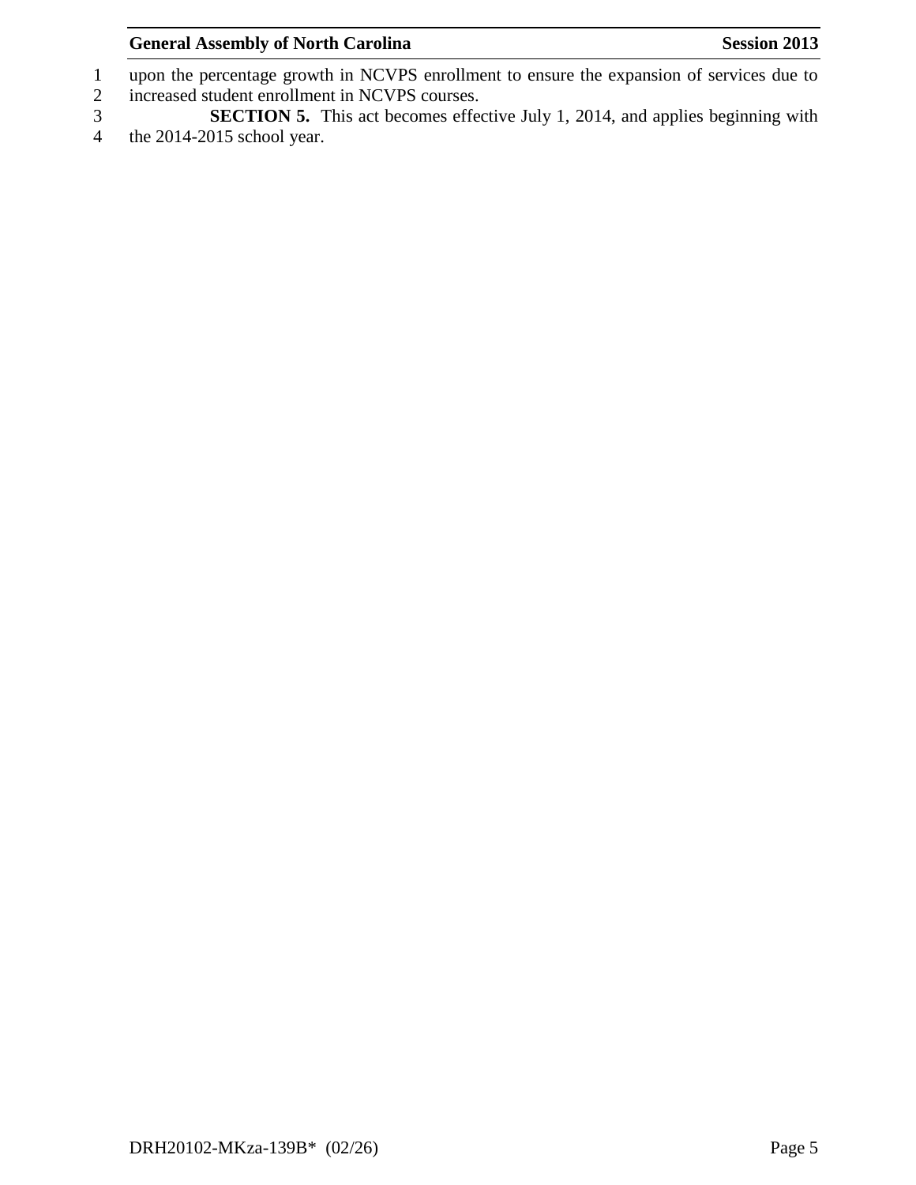upon the percentage growth in NCVPS enrollment to ensure the expansion of services due to increased student enrollment in NCVPS courses.

**SECTION 5.** This act becomes effective July 1, 2014, and applies beginning with the 2014-2015 school year.